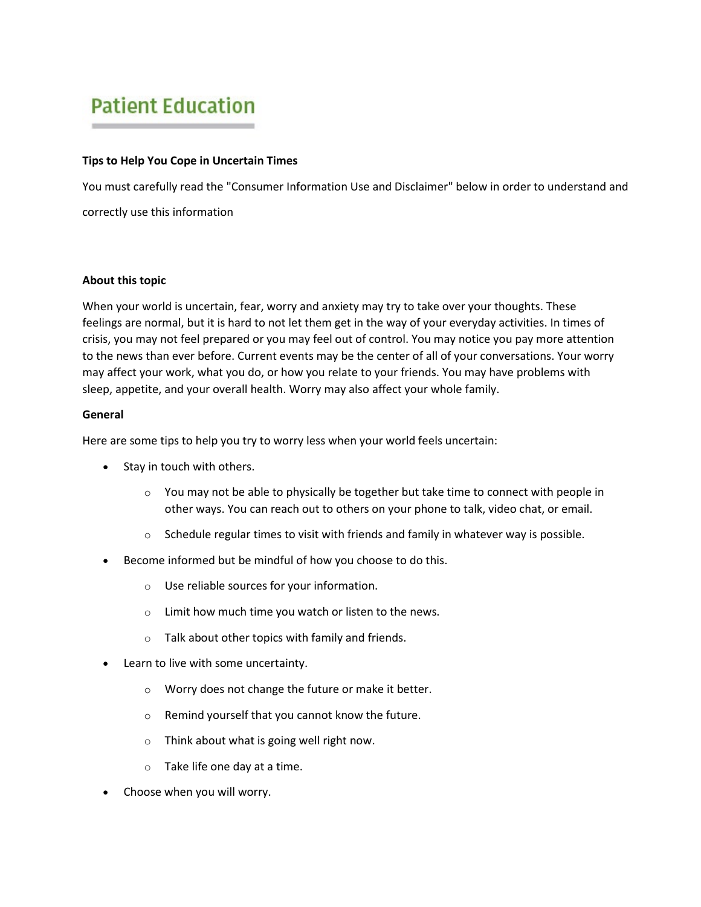# Patient Education

**Tips to Help You Cope in Uncertain Times**

You must carefully read the "Consumer Information Use and Disclaimer" below in order to understand and correctly use this information

**About this topic**

When your world is uncertain, fear, worry and anxiety may try to take over your thoughts. These feelings are normal, but it is hard to not let them get in the way of your everyday activities. In times of crisis, you may not feel prepared or you may feel out of control. You may notice you pay more attention to the news than ever before. Current events may be the center of all of your conversations. Your worry may affect your work, what you do, or how you relate to your friends. You may have problems with sleep, appetite, and your overall health. Worry may also affect your whole family.

**General**

Here are some tips to help you try to worry less when your world feels uncertain:

- Stay in touch with others.
  - You may not be able to physically be together but take time to connect with people in other ways. You can reach out to others on your phone to talk, video chat, or email.
  - Schedule regular times to visit with friends and family in whatever way is possible.
- Become informed but be mindful of how you choose to do this.
  - Use reliable sources for your information.
  - Limit how much time you watch or listen to the news.
  - Talk about other topics with family and friends.
- Learn to live with some uncertainty.
  - Worry does not change the future or make it better.
  - Remind yourself that you cannot know the future.
  - Think about what is going well right now.
  - Take life one day at a time.
- Choose when you will worry.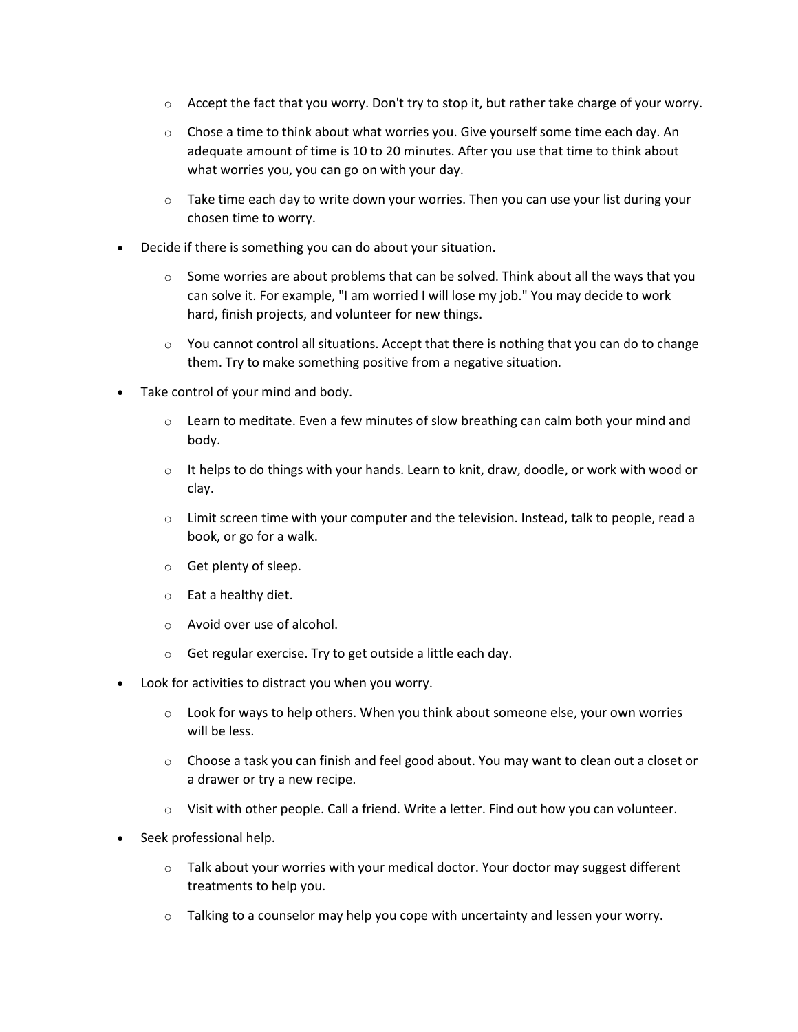- Accept the fact that you worry. Don't try to stop it, but rather take charge of your worry.
  - Chose a time to think about what worries you. Give yourself some time each day. An adequate amount of time is 10 to 20 minutes. After you use that time to think about what worries you, you can go on with your day.
  - Take time each day to write down your worries. Then you can use your list during your chosen time to worry.
- Decide if there is something you can do about your situation.
  - Some worries are about problems that can be solved. Think about all the ways that you can solve it. For example, "I am worried I will lose my job." You may decide to work hard, finish projects, and volunteer for new things.
  - You cannot control all situations. Accept that there is nothing that you can do to change them. Try to make something positive from a negative situation.
- Take control of your mind and body.
  - Learn to meditate. Even a few minutes of slow breathing can calm both your mind and body.
  - It helps to do things with your hands. Learn to knit, draw, doodle, or work with wood or clay.
  - Limit screen time with your computer and the television. Instead, talk to people, read a book, or go for a walk.
  - Get plenty of sleep.
  - Eat a healthy diet.
  - Avoid over use of alcohol.
  - Get regular exercise. Try to get outside a little each day.
- Look for activities to distract you when you worry.
  - Look for ways to help others. When you think about someone else, your own worries will be less.
  - Choose a task you can finish and feel good about. You may want to clean out a closet or a drawer or try a new recipe.
  - Visit with other people. Call a friend. Write a letter. Find out how you can volunteer.
- Seek professional help.
  - Talk about your worries with your medical doctor. Your doctor may suggest different treatments to help you.
  - Talking to a counselor may help you cope with uncertainty and lessen your worry.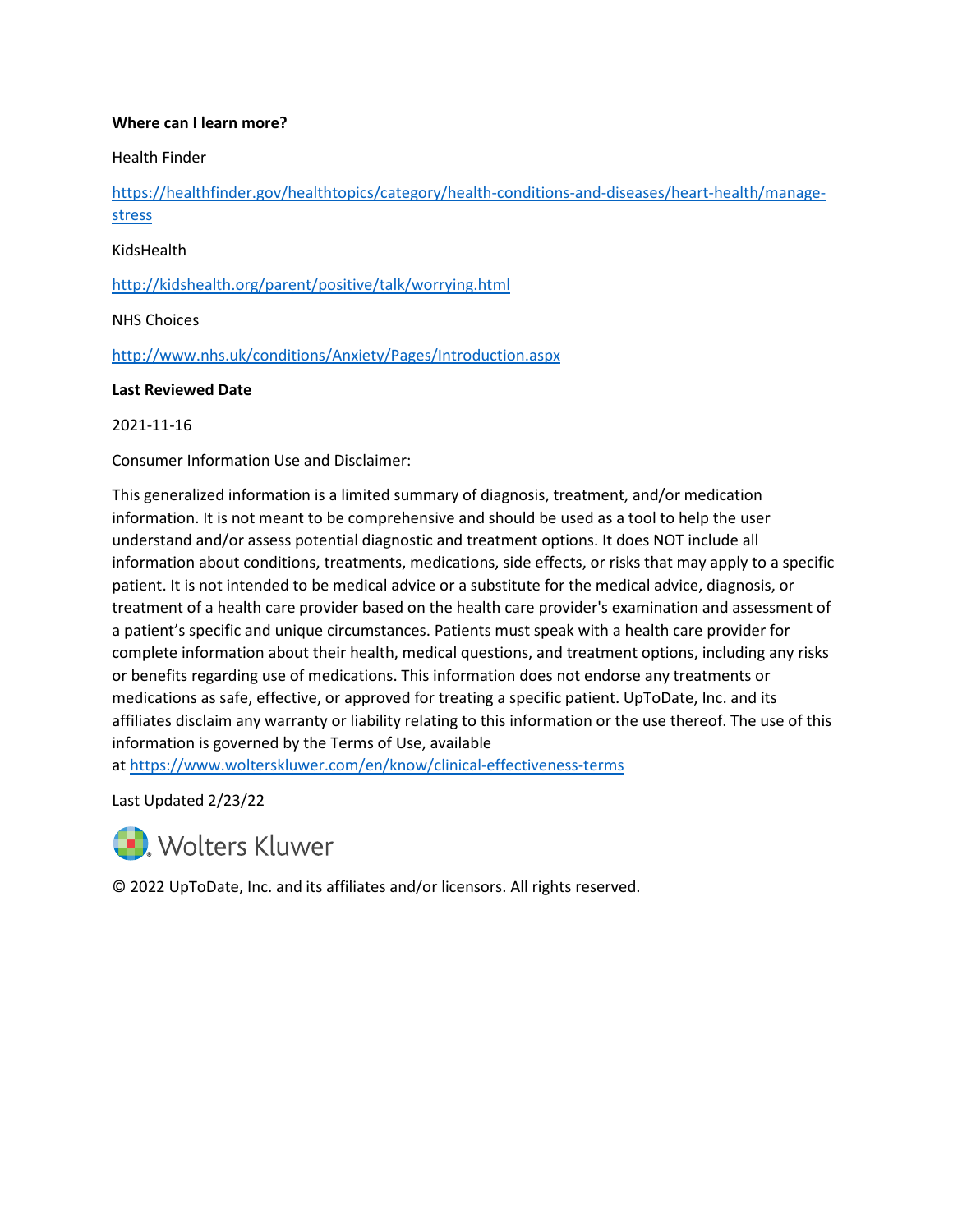**Where can I learn more?**

Health Finder

https://healthfinder.gov/healthtopics/category/health-conditions-and-diseases/heart-health/manage-stress

KidsHealth

http://kidshealth.org/parent/positive/talk/worrying.html

NHS Choices

http://www.nhs.uk/conditions/Anxiety/Pages/Introduction.aspx

**Last Reviewed Date**

2021-11-16

Consumer Information Use and Disclaimer:

This generalized information is a limited summary of diagnosis, treatment, and/or medication information. It is not meant to be comprehensive and should be used as a tool to help the user understand and/or assess potential diagnostic and treatment options. It does NOT include all information about conditions, treatments, medications, side effects, or risks that may apply to a specific patient. It is not intended to be medical advice or a substitute for the medical advice, diagnosis, or treatment of a health care provider based on the health care provider's examination and assessment of a patient's specific and unique circumstances. Patients must speak with a health care provider for complete information about their health, medical questions, and treatment options, including any risks or benefits regarding use of medications. This information does not endorse any treatments or medications as safe, effective, or approved for treating a specific patient. UpToDate, Inc. and its affiliates disclaim any warranty or liability relating to this information or the use thereof. The use of this information is governed by the Terms of Use, available at https://www.wolterskluwer.com/en/know/clinical-effectiveness-terms

Last Updated 2/23/22

Wolters Kluwer

© 2022 UpToDate, Inc. and its affiliates and/or licensors. All rights reserved.